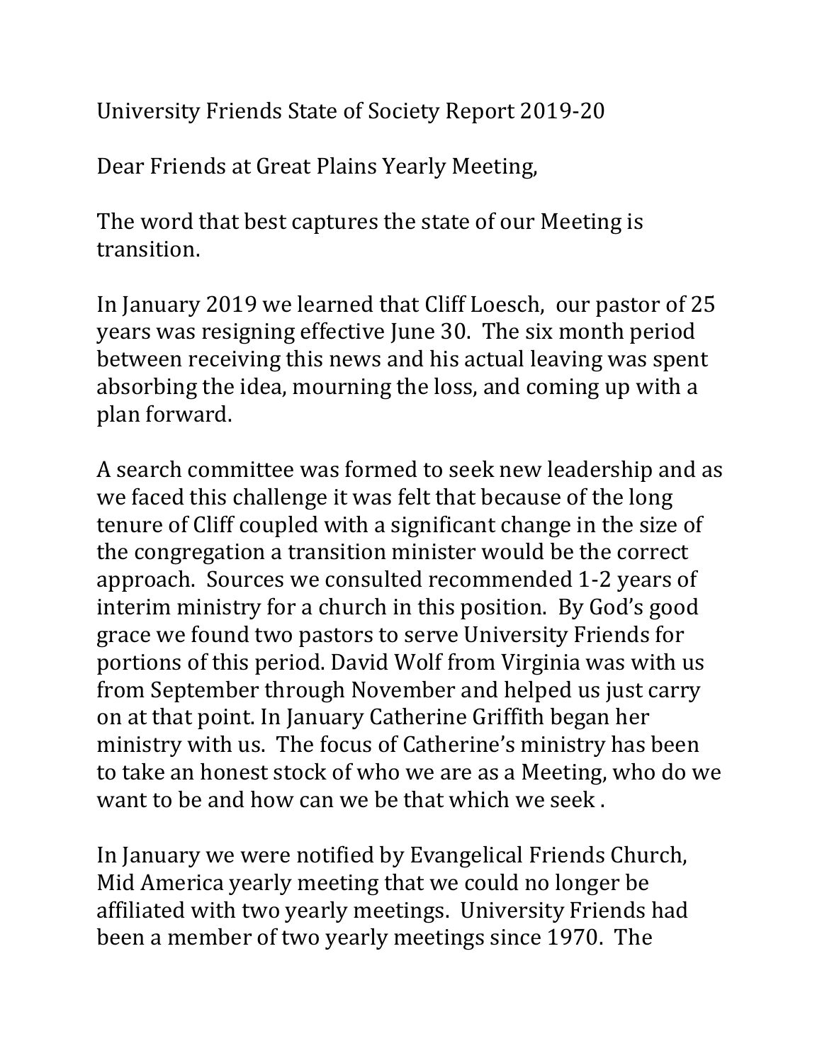University Friends State of Society Report 2019-20

Dear Friends at Great Plains Yearly Meeting,

The word that best captures the state of our Meeting is transition.

In January 2019 we learned that Cliff Loesch, our pastor of 25 years was resigning effective June 30. The six month period between receiving this news and his actual leaving was spent absorbing the idea, mourning the loss, and coming up with a plan forward.

A search committee was formed to seek new leadership and as we faced this challenge it was felt that because of the long tenure of Cliff coupled with a significant change in the size of the congregation a transition minister would be the correct approach. Sources we consulted recommended 1-2 years of interim ministry for a church in this position. By God's good grace we found two pastors to serve University Friends for portions of this period. David Wolf from Virginia was with us from September through November and helped us just carry on at that point. In January Catherine Griffith began her ministry with us. The focus of Catherine's ministry has been to take an honest stock of who we are as a Meeting, who do we want to be and how can we be that which we seek .

In January we were notified by Evangelical Friends Church, Mid America yearly meeting that we could no longer be affiliated with two yearly meetings. University Friends had been a member of two yearly meetings since 1970. The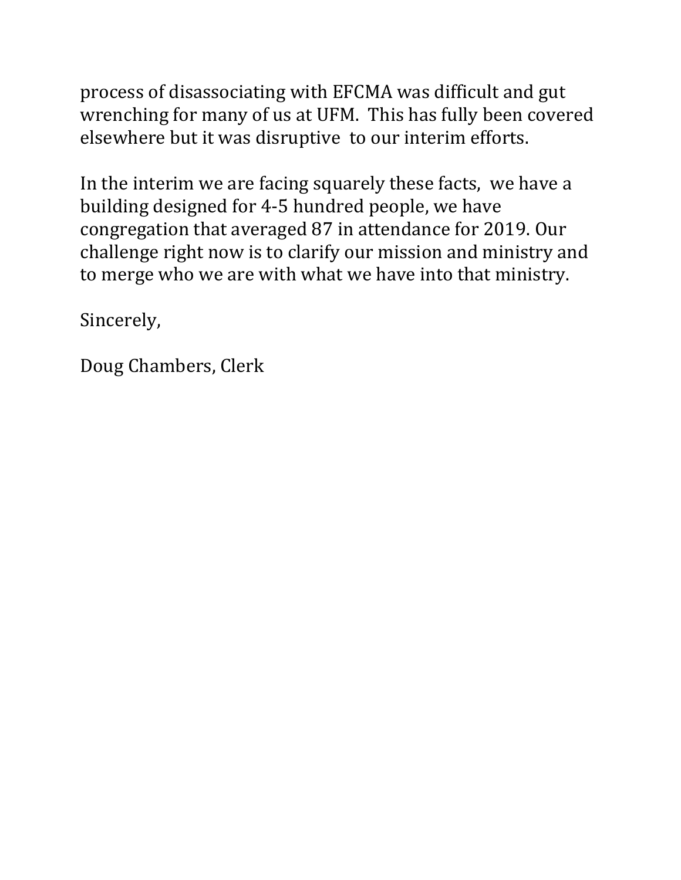process of disassociating with EFCMA was difficult and gut wrenching for many of us at UFM.  This has fully been covered elsewhere but it was disruptive  to our interim efforts.

In the interim we are facing squarely these facts,  we have a building designed for 4-5 hundred people, we have congregation that averaged 87 in attendance for 2019. Our challenge right now is to clarify our mission and ministry and to merge who we are with what we have into that ministry.

Sincerely,

Doug Chambers, Clerk